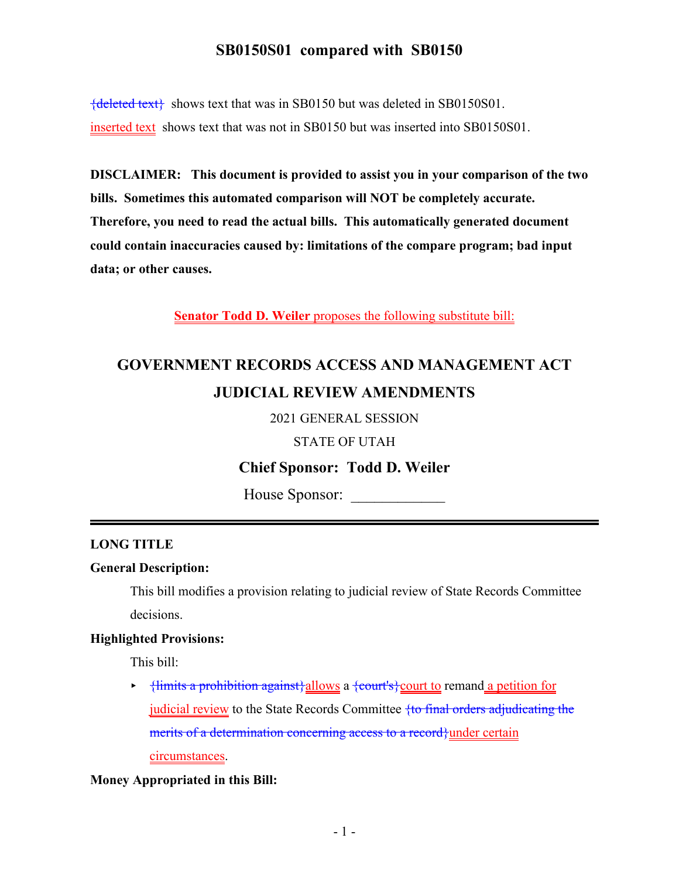{deleted text} shows text that was in SB0150 but was deleted in SB0150S01.

inserted text shows text that was not in SB0150 but was inserted into SB0150S01.

**DISCLAIMER: This document is provided to assist you in your comparison of the two bills. Sometimes this automated comparison will NOT be completely accurate. Therefore, you need to read the actual bills. This automatically generated document could contain inaccuracies caused by: limitations of the compare program; bad input data; or other causes.**

**Senator Todd D. Weiler** proposes the following substitute bill:

# GOVERNMENT RECORDS ACCESS AND MANAGEMENT ACT JUDICIAL REVIEW AMENDMENTS

2021 GENERAL SESSION

STATE OF UTAH

**Chief Sponsor: Todd D. Weiler**

House Sponsor: ____________

## LONG TITLE

**General Description:**

This bill modifies a provision relating to judicial review of State Records Committee decisions.

**Highlighted Provisions:**

This bill:

- {limits a prohibition against}allows a {court's}court to remand a petition for judicial review to the State Records Committee {to final orders adjudicating the merits of a determination concerning access to a record}under certain circumstances.

**Money Appropriated in this Bill:**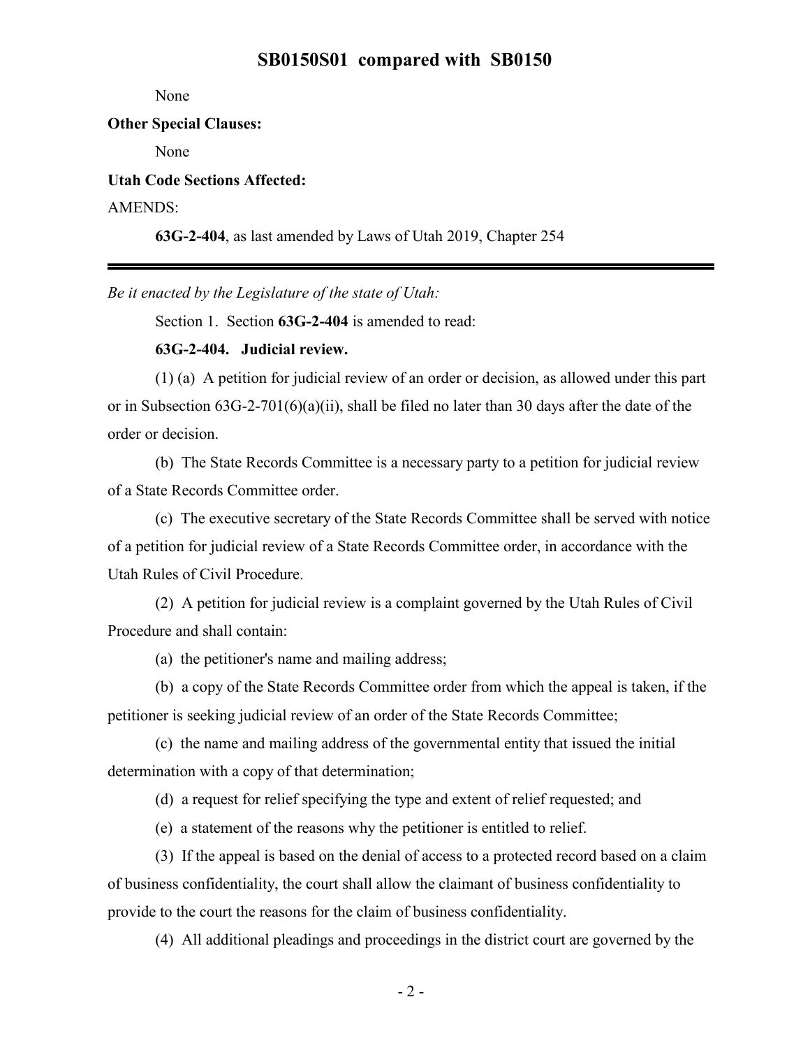None

**Other Special Clauses:**

None

**Utah Code Sections Affected:**

AMENDS:

**63G-2-404**, as last amended by Laws of Utah 2019, Chapter 254

---

*Be it enacted by the Legislature of the state of Utah:*

Section 1. Section **63G-2-404** is amended to read:

**63G-2-404. Judicial review.**

(1) (a) A petition for judicial review of an order or decision, as allowed under this part or in Subsection 63G-2-701(6)(a)(ii), shall be filed no later than 30 days after the date of the order or decision.

(b) The State Records Committee is a necessary party to a petition for judicial review of a State Records Committee order.

(c) The executive secretary of the State Records Committee shall be served with notice of a petition for judicial review of a State Records Committee order, in accordance with the Utah Rules of Civil Procedure.

(2) A petition for judicial review is a complaint governed by the Utah Rules of Civil Procedure and shall contain:

(a) the petitioner's name and mailing address;

(b) a copy of the State Records Committee order from which the appeal is taken, if the petitioner is seeking judicial review of an order of the State Records Committee;

(c) the name and mailing address of the governmental entity that issued the initial determination with a copy of that determination;

(d) a request for relief specifying the type and extent of relief requested; and

(e) a statement of the reasons why the petitioner is entitled to relief.

(3) If the appeal is based on the denial of access to a protected record based on a claim of business confidentiality, the court shall allow the claimant of business confidentiality to provide to the court the reasons for the claim of business confidentiality.

(4) All additional pleadings and proceedings in the district court are governed by the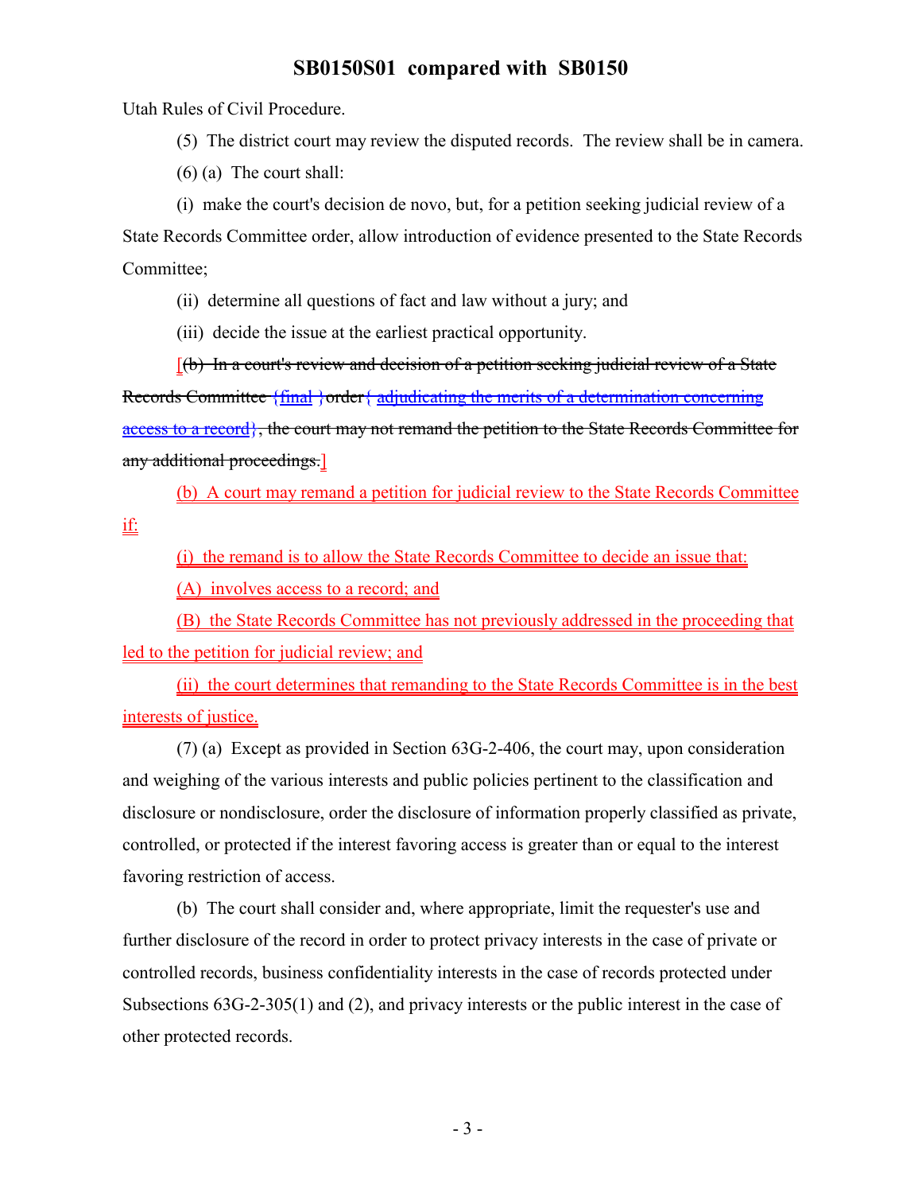Utah Rules of Civil Procedure.

(5) The district court may review the disputed records. The review shall be in camera.

(6) (a) The court shall:

(i) make the court's decision de novo, but, for a petition seeking judicial review of a State Records Committee order, allow introduction of evidence presented to the State Records Committee;

(ii) determine all questions of fact and law without a jury; and

(iii) decide the issue at the earliest practical opportunity.

[~~(b) In a court's review and decision of a petition seeking judicial review of a State Records Committee {final }order{ adjudicating the merits of a determination concerning access to a record}, the court may not remand the petition to the State Records Committee for any additional proceedings.~~]

(b) A court may remand a petition for judicial review to the State Records Committee if:

(i) the remand is to allow the State Records Committee to decide an issue that:

(A) involves access to a record; and

(B) the State Records Committee has not previously addressed in the proceeding that led to the petition for judicial review; and

(ii) the court determines that remanding to the State Records Committee is in the best interests of justice.

(7) (a) Except as provided in Section 63G-2-406, the court may, upon consideration and weighing of the various interests and public policies pertinent to the classification and disclosure or nondisclosure, order the disclosure of information properly classified as private, controlled, or protected if the interest favoring access is greater than or equal to the interest favoring restriction of access.

(b) The court shall consider and, where appropriate, limit the requester's use and further disclosure of the record in order to protect privacy interests in the case of private or controlled records, business confidentiality interests in the case of records protected under Subsections 63G-2-305(1) and (2), and privacy interests or the public interest in the case of other protected records.